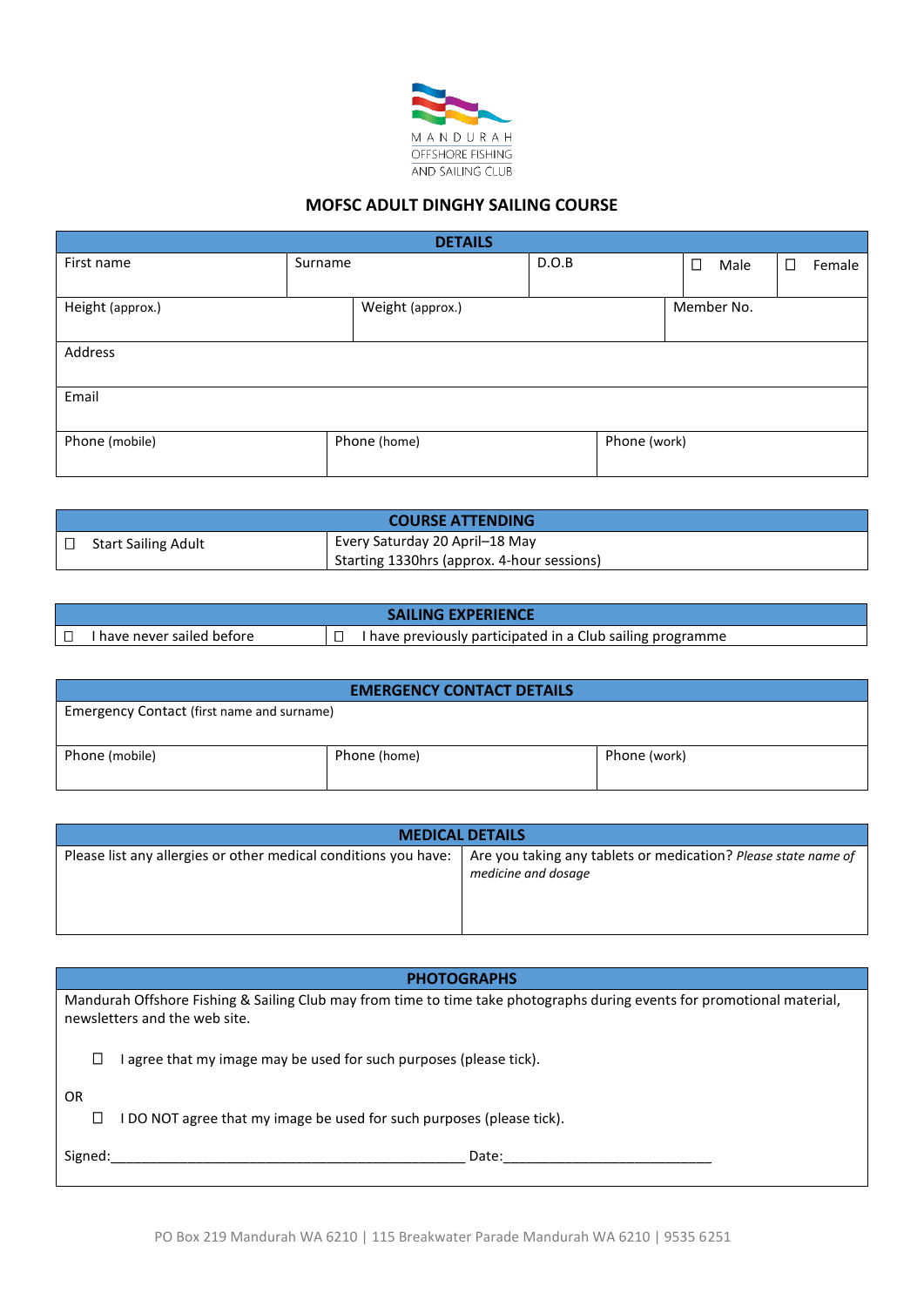MANDURAH
OFFSHORE FISHING
AND SAILING CLUB

# MOFSC ADULT DINGHY SAILING COURSE

| DETAILS | | | | |
|---|---|---|---|---|
| First name | Surname | D.O.B | ☐ Male | ☐ Female |
| Height (approx.) | Weight (approx.) | Member No. | | |
| Address | | | | |
| Email | | | | |
| Phone (mobile) | Phone (home) | Phone (work) | | |

| COURSE ATTENDING | |
|---|---|
| ☐ Start Sailing Adult | Every Saturday 20 April–18 May<br>Starting 1330hrs (approx. 4-hour sessions) |

| SAILING EXPERIENCE | |
|---|---|
| ☐ I have never sailed before | ☐ I have previously participated in a Club sailing programme |

| EMERGENCY CONTACT DETAILS | | |
|---|---|---|
| Emergency Contact (first name and surname) | | |
| Phone (mobile) | Phone (home) | Phone (work) |

| MEDICAL DETAILS | |
|---|---|
| Please list any allergies or other medical conditions you have: | Are you taking any tablets or medication? *Please state name of medicine and dosage* |

| PHOTOGRAPHS |
|---|
| Mandurah Offshore Fishing & Sailing Club may from time to time take photographs during events for promotional material, newsletters and the web site.<br><br>☐ I agree that my image may be used for such purposes (please tick).<br><br>OR<br>☐ I DO NOT agree that my image be used for such purposes (please tick).<br><br>Signed:_______________________________________________ Date:___________________________ |

PO Box 219 Mandurah WA 6210 | 115 Breakwater Parade Mandurah WA 6210 | 9535 6251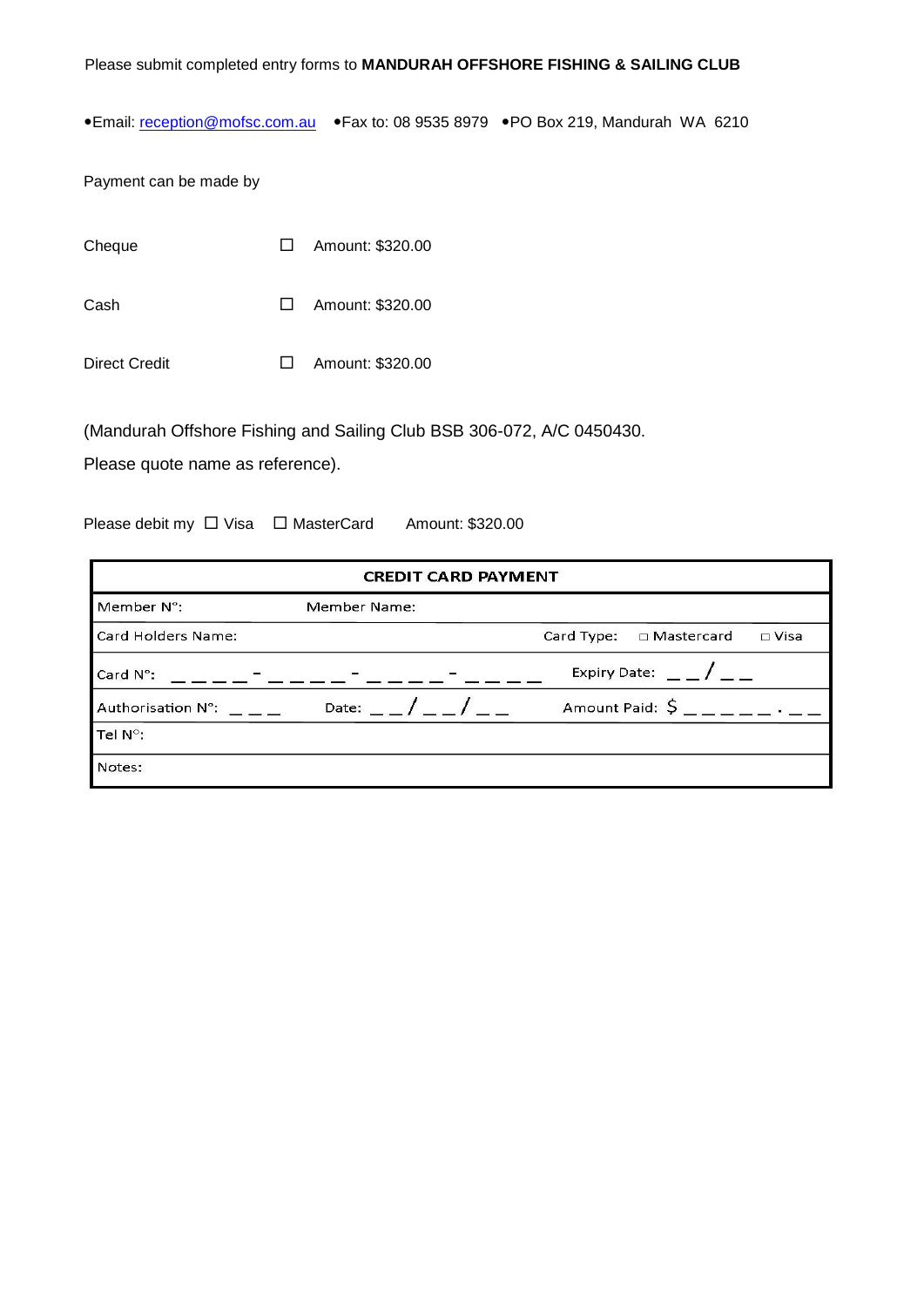Please submit completed entry forms to **MANDURAH OFFSHORE FISHING & SAILING CLUB**

•Email: reception@mofsc.com.au •Fax to: 08 9535 8979 •PO Box 219, Mandurah WA 6210

Payment can be made by

Cheque ☐ Amount: $320.00

Cash ☐ Amount: $320.00

Direct Credit ☐ Amount: $320.00

(Mandurah Offshore Fishing and Sailing Club BSB 306-072, A/C 0450430.

Please quote name as reference).

Please debit my ☐ Visa ☐ MasterCard Amount: $320.00

| **CREDIT CARD PAYMENT** | | |
|---|---|---|
| Member N°: | Member Name: | |
| Card Holders Name: | | Card Type: □ Mastercard □ Visa |
| Card N°: _ _ _ _ - _ _ _ _ - _ _ _ _ - _ _ _ _ | | Expiry Date: _ _ / _ _ |
| Authorisation N°: _ _ _ | Date: _ _ / _ _ / _ _ | Amount Paid: $ _ _ _ _ _ . _ _ |
| Tel N°: | | |
| Notes: | | |